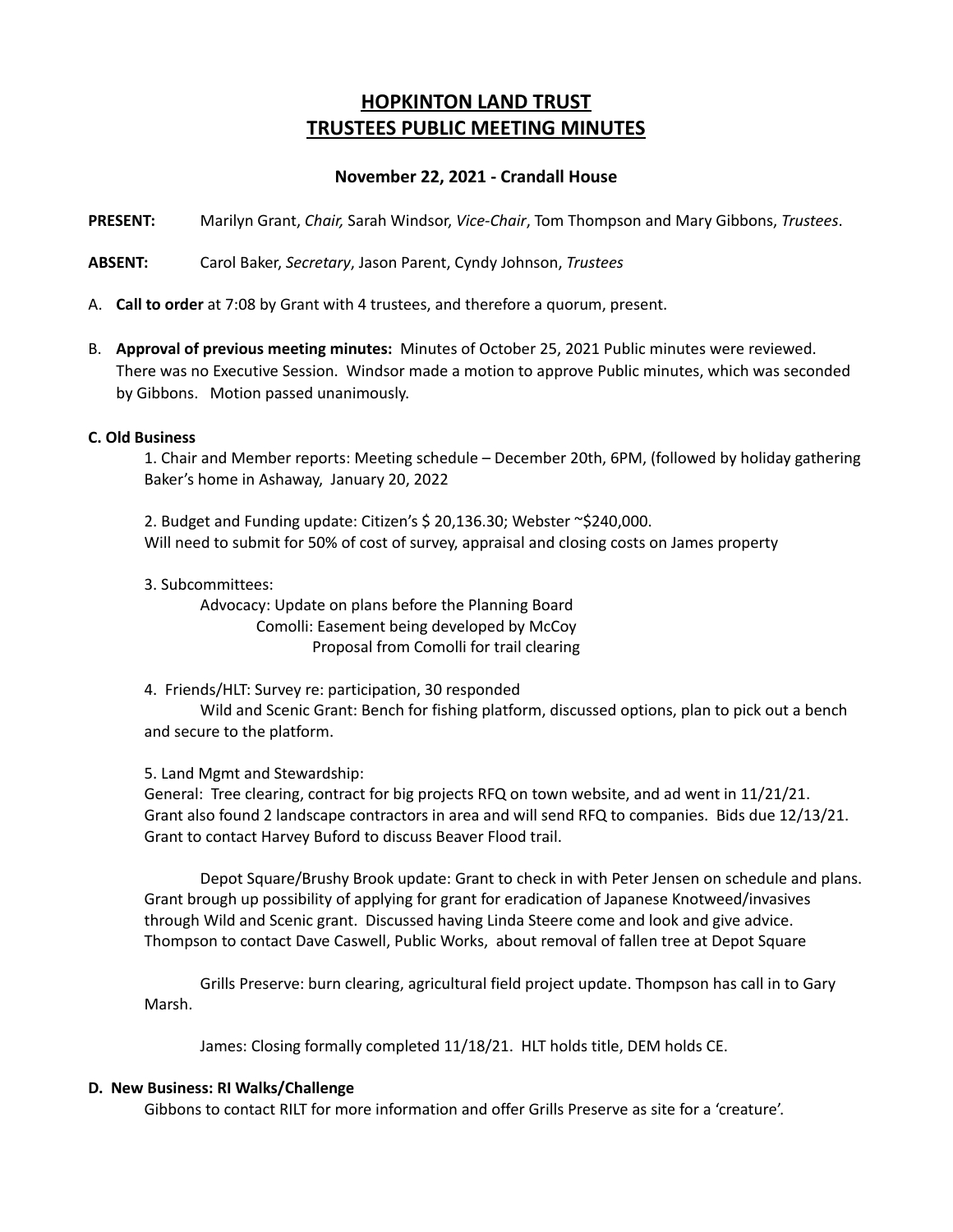# HOPKINTON LAND TRUST
# TRUSTEES PUBLIC MEETING MINUTES

### November 22, 2021 - Crandall House

**PRESENT:** Marilyn Grant, *Chair,* Sarah Windsor, *Vice-Chair*, Tom Thompson and Mary Gibbons, *Trustees*.

**ABSENT:** Carol Baker, *Secretary*, Jason Parent, Cyndy Johnson, *Trustees*

A. **Call to order** at 7:08 by Grant with 4 trustees, and therefore a quorum, present.

B. **Approval of previous meeting minutes:** Minutes of October 25, 2021 Public minutes were reviewed. There was no Executive Session. Windsor made a motion to approve Public minutes, which was seconded by Gibbons. Motion passed unanimously.

**C. Old Business**

1. Chair and Member reports: Meeting schedule – December 20th, 6PM, (followed by holiday gathering Baker's home in Ashaway, January 20, 2022

2. Budget and Funding update: Citizen's $ 20,136.30; Webster ~$240,000.
Will need to submit for 50% of cost of survey, appraisal and closing costs on James property

3. Subcommittees:

Advocacy: Update on plans before the Planning Board
Comolli: Easement being developed by McCoy
Proposal from Comolli for trail clearing

4. Friends/HLT: Survey re: participation, 30 responded

Wild and Scenic Grant: Bench for fishing platform, discussed options, plan to pick out a bench and secure to the platform.

5. Land Mgmt and Stewardship:

General: Tree clearing, contract for big projects RFQ on town website, and ad went in 11/21/21. Grant also found 2 landscape contractors in area and will send RFQ to companies. Bids due 12/13/21. Grant to contact Harvey Buford to discuss Beaver Flood trail.

Depot Square/Brushy Brook update: Grant to check in with Peter Jensen on schedule and plans. Grant brough up possibility of applying for grant for eradication of Japanese Knotweed/invasives through Wild and Scenic grant. Discussed having Linda Steere come and look and give advice. Thompson to contact Dave Caswell, Public Works, about removal of fallen tree at Depot Square

Grills Preserve: burn clearing, agricultural field project update. Thompson has call in to Gary Marsh.

James: Closing formally completed 11/18/21. HLT holds title, DEM holds CE.

**D. New Business: RI Walks/Challenge**

Gibbons to contact RILT for more information and offer Grills Preserve as site for a 'creature'.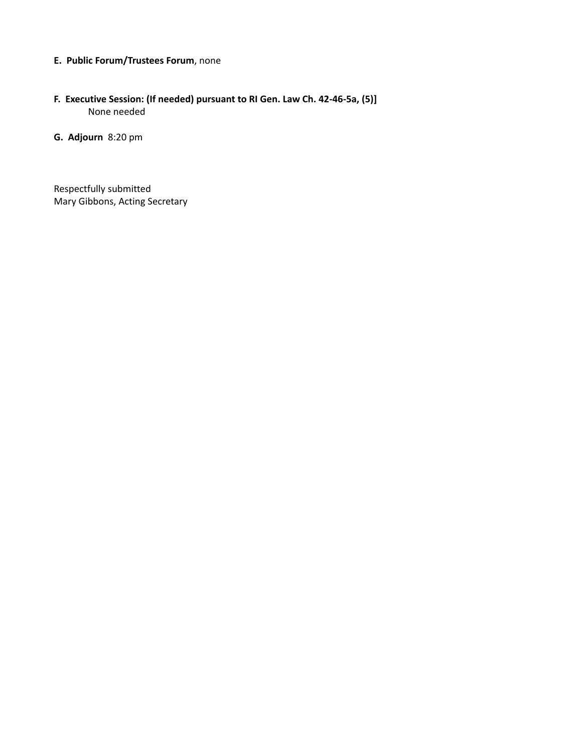**E. Public Forum/Trustees Forum**, none

**F. Executive Session: (If needed) pursuant to RI Gen. Law Ch. 42-46-5a, (5)]**
None needed

**G. Adjourn** 8:20 pm

Respectfully submitted
Mary Gibbons, Acting Secretary